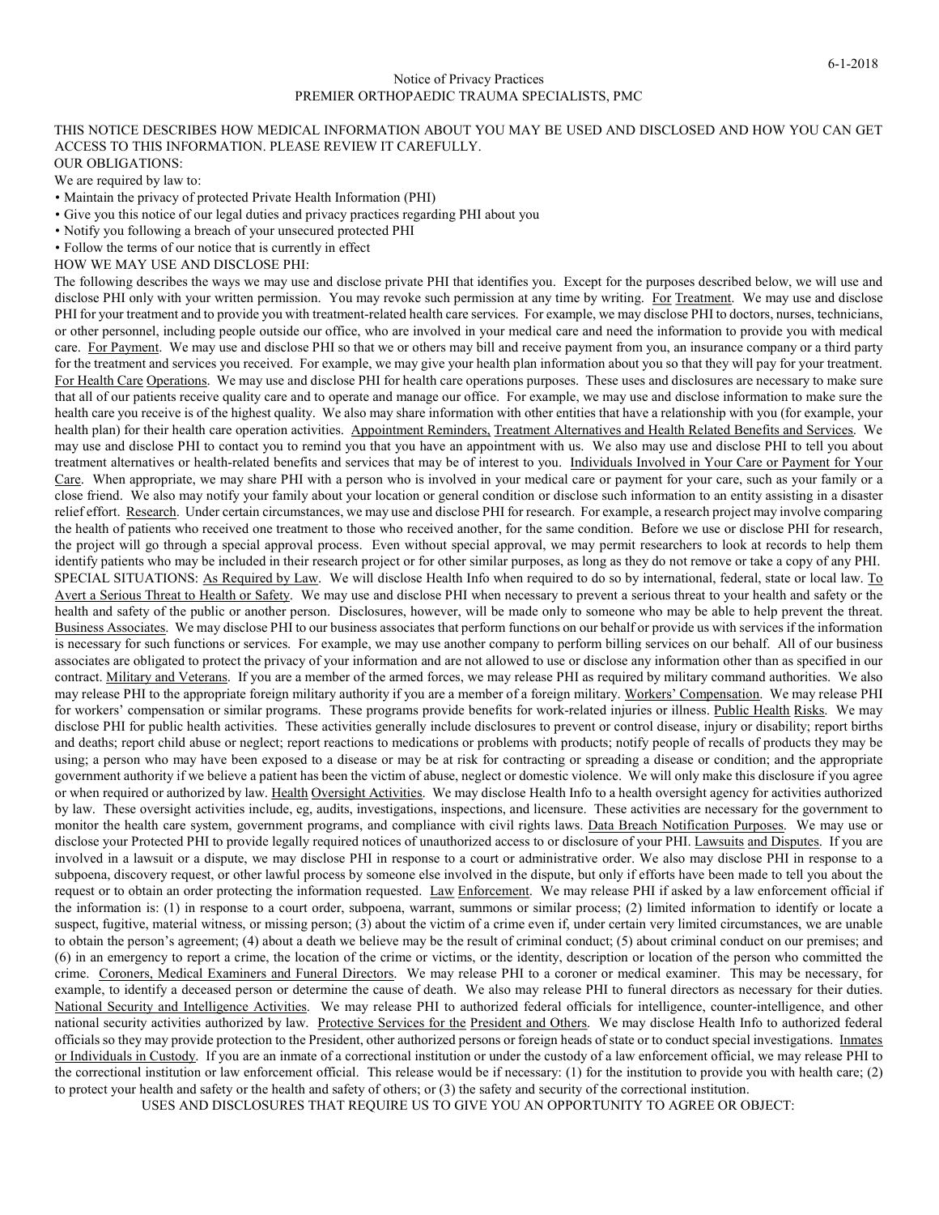6-1-2018

Notice of Privacy Practices
PREMIER ORTHOPAEDIC TRAUMA SPECIALISTS, PMC

THIS NOTICE DESCRIBES HOW MEDICAL INFORMATION ABOUT YOU MAY BE USED AND DISCLOSED AND HOW YOU CAN GET ACCESS TO THIS INFORMATION. PLEASE REVIEW IT CAREFULLY.

OUR OBLIGATIONS:

We are required by law to:

- Maintain the privacy of protected Private Health Information (PHI)
- Give you this notice of our legal duties and privacy practices regarding PHI about you
- Notify you following a breach of your unsecured protected PHI
- Follow the terms of our notice that is currently in effect

HOW WE MAY USE AND DISCLOSE PHI:

The following describes the ways we may use and disclose private PHI that identifies you. Except for the purposes described below, we will use and disclose PHI only with your written permission. You may revoke such permission at any time by writing. For Treatment. We may use and disclose PHI for your treatment and to provide you with treatment-related health care services. For example, we may disclose PHI to doctors, nurses, technicians, or other personnel, including people outside our office, who are involved in your medical care and need the information to provide you with medical care. For Payment. We may use and disclose PHI so that we or others may bill and receive payment from you, an insurance company or a third party for the treatment and services you received. For example, we may give your health plan information about you so that they will pay for your treatment. For Health Care Operations. We may use and disclose PHI for health care operations purposes. These uses and disclosures are necessary to make sure that all of our patients receive quality care and to operate and manage our office. For example, we may use and disclose information to make sure the health care you receive is of the highest quality. We also may share information with other entities that have a relationship with you (for example, your health plan) for their health care operation activities. Appointment Reminders, Treatment Alternatives and Health Related Benefits and Services. We may use and disclose PHI to contact you to remind you that you have an appointment with us. We also may use and disclose PHI to tell you about treatment alternatives or health-related benefits and services that may be of interest to you. Individuals Involved in Your Care or Payment for Your Care. When appropriate, we may share PHI with a person who is involved in your medical care or payment for your care, such as your family or a close friend. We also may notify your family about your location or general condition or disclose such information to an entity assisting in a disaster relief effort. Research. Under certain circumstances, we may use and disclose PHI for research. For example, a research project may involve comparing the health of patients who received one treatment to those who received another, for the same condition. Before we use or disclose PHI for research, the project will go through a special approval process. Even without special approval, we may permit researchers to look at records to help them identify patients who may be included in their research project or for other similar purposes, as long as they do not remove or take a copy of any PHI.

SPECIAL SITUATIONS: As Required by Law. We will disclose Health Info when required to do so by international, federal, state or local law. To Avert a Serious Threat to Health or Safety. We may use and disclose PHI when necessary to prevent a serious threat to your health and safety or the health and safety of the public or another person. Disclosures, however, will be made only to someone who may be able to help prevent the threat. Business Associates. We may disclose PHI to our business associates that perform functions on our behalf or provide us with services if the information is necessary for such functions or services. For example, we may use another company to perform billing services on our behalf. All of our business associates are obligated to protect the privacy of your information and are not allowed to use or disclose any information other than as specified in our contract. Military and Veterans. If you are a member of the armed forces, we may release PHI as required by military command authorities. We also may release PHI to the appropriate foreign military authority if you are a member of a foreign military. Workers' Compensation. We may release PHI for workers' compensation or similar programs. These programs provide benefits for work-related injuries or illness. Public Health Risks. We may disclose PHI for public health activities. These activities generally include disclosures to prevent or control disease, injury or disability; report births and deaths; report child abuse or neglect; report reactions to medications or problems with products; notify people of recalls of products they may be using; a person who may have been exposed to a disease or may be at risk for contracting or spreading a disease or condition; and the appropriate government authority if we believe a patient has been the victim of abuse, neglect or domestic violence. We will only make this disclosure if you agree or when required or authorized by law. Health Oversight Activities. We may disclose Health Info to a health oversight agency for activities authorized by law. These oversight activities include, eg, audits, investigations, inspections, and licensure. These activities are necessary for the government to monitor the health care system, government programs, and compliance with civil rights laws. Data Breach Notification Purposes. We may use or disclose your Protected PHI to provide legally required notices of unauthorized access to or disclosure of your PHI. Lawsuits and Disputes. If you are involved in a lawsuit or a dispute, we may disclose PHI in response to a court or administrative order. We also may disclose PHI in response to a subpoena, discovery request, or other lawful process by someone else involved in the dispute, but only if efforts have been made to tell you about the request or to obtain an order protecting the information requested. Law Enforcement. We may release PHI if asked by a law enforcement official if the information is: (1) in response to a court order, subpoena, warrant, summons or similar process; (2) limited information to identify or locate a suspect, fugitive, material witness, or missing person; (3) about the victim of a crime even if, under certain very limited circumstances, we are unable to obtain the person's agreement; (4) about a death we believe may be the result of criminal conduct; (5) about criminal conduct on our premises; and (6) in an emergency to report a crime, the location of the crime or victims, or the identity, description or location of the person who committed the crime. Coroners, Medical Examiners and Funeral Directors. We may release PHI to a coroner or medical examiner. This may be necessary, for example, to identify a deceased person or determine the cause of death. We also may release PHI to funeral directors as necessary for their duties. National Security and Intelligence Activities. We may release PHI to authorized federal officials for intelligence, counter-intelligence, and other national security activities authorized by law. Protective Services for the President and Others. We may disclose Health Info to authorized federal officials so they may provide protection to the President, other authorized persons or foreign heads of state or to conduct special investigations. Inmates or Individuals in Custody. If you are an inmate of a correctional institution or under the custody of a law enforcement official, we may release PHI to the correctional institution or law enforcement official. This release would be if necessary: (1) for the institution to provide you with health care; (2) to protect your health and safety or the health and safety of others; or (3) the safety and security of the correctional institution.

USES AND DISCLOSURES THAT REQUIRE US TO GIVE YOU AN OPPORTUNITY TO AGREE OR OBJECT: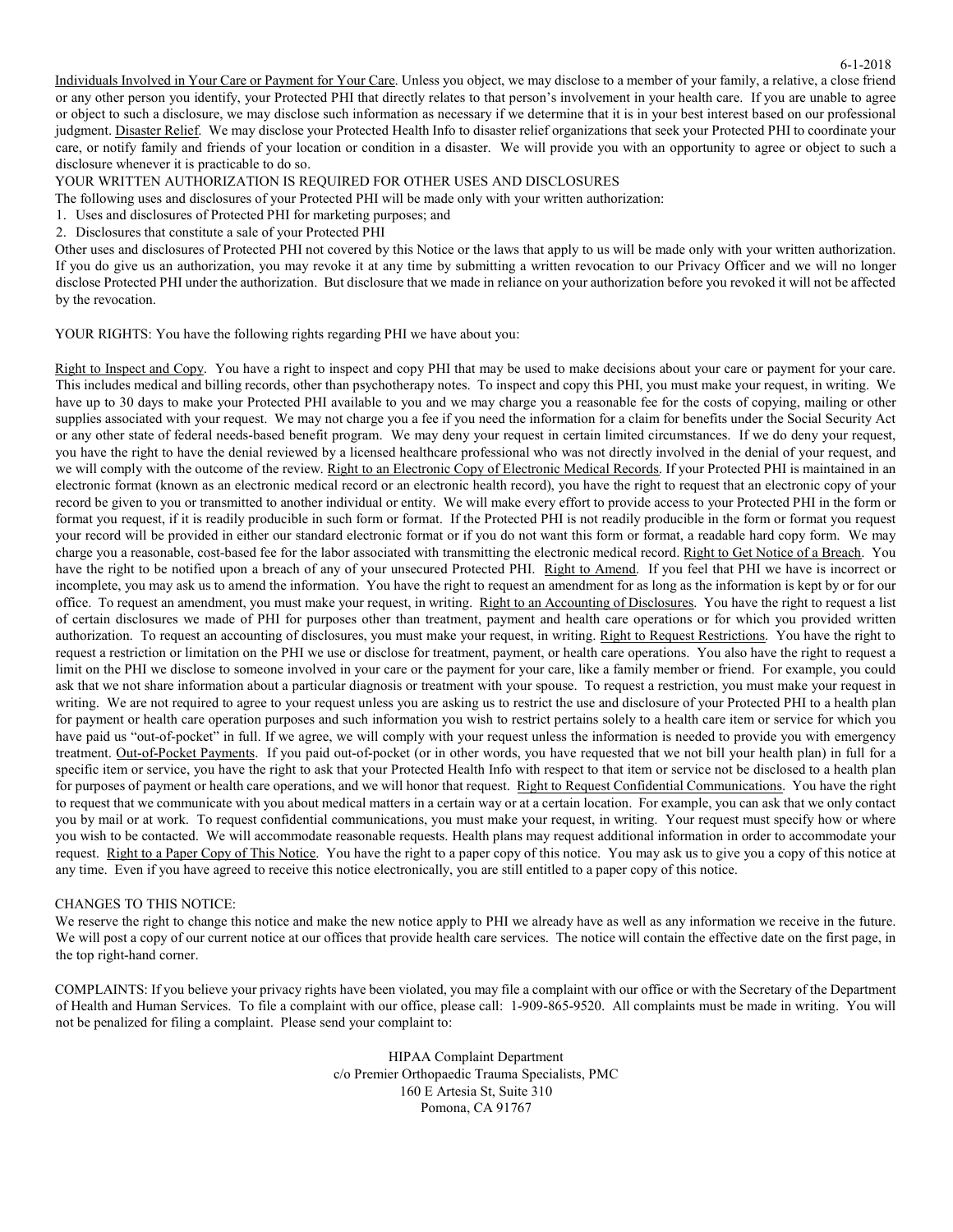Individuals Involved in Your Care or Payment for Your Care. Unless you object, we may disclose to a member of your family, a relative, a close friend or any other person you identify, your Protected PHI that directly relates to that person's involvement in your health care. If you are unable to agree or object to such a disclosure, we may disclose such information as necessary if we determine that it is in your best interest based on our professional judgment. Disaster Relief. We may disclose your Protected Health Info to disaster relief organizations that seek your Protected PHI to coordinate your care, or notify family and friends of your location or condition in a disaster. We will provide you with an opportunity to agree or object to such a disclosure whenever it is practicable to do so.

YOUR WRITTEN AUTHORIZATION IS REQUIRED FOR OTHER USES AND DISCLOSURES

The following uses and disclosures of your Protected PHI will be made only with your written authorization:

1. Uses and disclosures of Protected PHI for marketing purposes; and
2. Disclosures that constitute a sale of your Protected PHI

Other uses and disclosures of Protected PHI not covered by this Notice or the laws that apply to us will be made only with your written authorization. If you do give us an authorization, you may revoke it at any time by submitting a written revocation to our Privacy Officer and we will no longer disclose Protected PHI under the authorization. But disclosure that we made in reliance on your authorization before you revoked it will not be affected by the revocation.

YOUR RIGHTS: You have the following rights regarding PHI we have about you:

Right to Inspect and Copy. You have a right to inspect and copy PHI that may be used to make decisions about your care or payment for your care. This includes medical and billing records, other than psychotherapy notes. To inspect and copy this PHI, you must make your request, in writing. We have up to 30 days to make your Protected PHI available to you and we may charge you a reasonable fee for the costs of copying, mailing or other supplies associated with your request. We may not charge you a fee if you need the information for a claim for benefits under the Social Security Act or any other state of federal needs-based benefit program. We may deny your request in certain limited circumstances. If we do deny your request, you have the right to have the denial reviewed by a licensed healthcare professional who was not directly involved in the denial of your request, and we will comply with the outcome of the review. Right to an Electronic Copy of Electronic Medical Records. If your Protected PHI is maintained in an electronic format (known as an electronic medical record or an electronic health record), you have the right to request that an electronic copy of your record be given to you or transmitted to another individual or entity. We will make every effort to provide access to your Protected PHI in the form or format you request, if it is readily producible in such form or format. If the Protected PHI is not readily producible in the form or format you request your record will be provided in either our standard electronic format or if you do not want this form or format, a readable hard copy form. We may charge you a reasonable, cost-based fee for the labor associated with transmitting the electronic medical record. Right to Get Notice of a Breach. You have the right to be notified upon a breach of any of your unsecured Protected PHI. Right to Amend. If you feel that PHI we have is incorrect or incomplete, you may ask us to amend the information. You have the right to request an amendment for as long as the information is kept by or for our office. To request an amendment, you must make your request, in writing. Right to an Accounting of Disclosures. You have the right to request a list of certain disclosures we made of PHI for purposes other than treatment, payment and health care operations or for which you provided written authorization. To request an accounting of disclosures, you must make your request, in writing. Right to Request Restrictions. You have the right to request a restriction or limitation on the PHI we use or disclose for treatment, payment, or health care operations. You also have the right to request a limit on the PHI we disclose to someone involved in your care or the payment for your care, like a family member or friend. For example, you could ask that we not share information about a particular diagnosis or treatment with your spouse. To request a restriction, you must make your request in writing. We are not required to agree to your request unless you are asking us to restrict the use and disclosure of your Protected PHI to a health plan for payment or health care operation purposes and such information you wish to restrict pertains solely to a health care item or service for which you have paid us "out-of-pocket" in full. If we agree, we will comply with your request unless the information is needed to provide you with emergency treatment. Out-of-Pocket Payments. If you paid out-of-pocket (or in other words, you have requested that we not bill your health plan) in full for a specific item or service, you have the right to ask that your Protected Health Info with respect to that item or service not be disclosed to a health plan for purposes of payment or health care operations, and we will honor that request. Right to Request Confidential Communications. You have the right to request that we communicate with you about medical matters in a certain way or at a certain location. For example, you can ask that we only contact you by mail or at work. To request confidential communications, you must make your request, in writing. Your request must specify how or where you wish to be contacted. We will accommodate reasonable requests. Health plans may request additional information in order to accommodate your request. Right to a Paper Copy of This Notice. You have the right to a paper copy of this notice. You may ask us to give you a copy of this notice at any time. Even if you have agreed to receive this notice electronically, you are still entitled to a paper copy of this notice.

CHANGES TO THIS NOTICE:

We reserve the right to change this notice and make the new notice apply to PHI we already have as well as any information we receive in the future. We will post a copy of our current notice at our offices that provide health care services. The notice will contain the effective date on the first page, in the top right-hand corner.

COMPLAINTS: If you believe your privacy rights have been violated, you may file a complaint with our office or with the Secretary of the Department of Health and Human Services. To file a complaint with our office, please call: 1-909-865-9520. All complaints must be made in writing. You will not be penalized for filing a complaint. Please send your complaint to:

HIPAA Complaint Department  
c/o Premier Orthopaedic Trauma Specialists, PMC  
160 E Artesia St, Suite 310  
Pomona, CA 91767